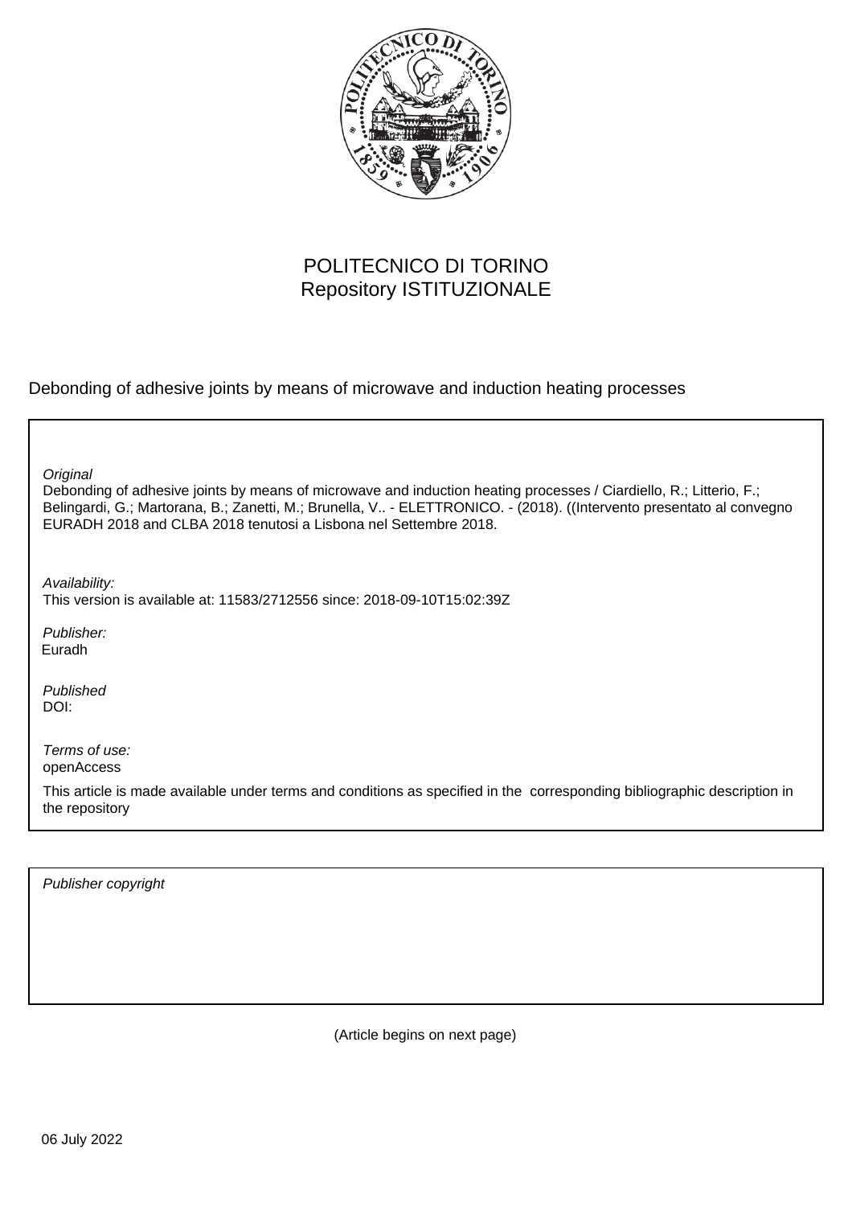POLITECNICO DI TORINO
Repository ISTITUZIONALE

Debonding of adhesive joints by means of microwave and induction heating processes

*Original*

Debonding of adhesive joints by means of microwave and induction heating processes / Ciardiello, R.; Litterio, F.; Belingardi, G.; Martorana, B.; Zanetti, M.; Brunella, V.. - ELETTRONICO. - (2018). ((Intervento presentato al convegno EURADH 2018 and CLBA 2018 tenutosi a Lisbona nel Settembre 2018.

*Availability:*

This version is available at: 11583/2712556 since: 2018-09-10T15:02:39Z

*Publisher:*

Euradh

*Published*

DOI:

*Terms of use:*

openAccess

This article is made available under terms and conditions as specified in the corresponding bibliographic description in the repository

*Publisher copyright*

(Article begins on next page)

06 July 2022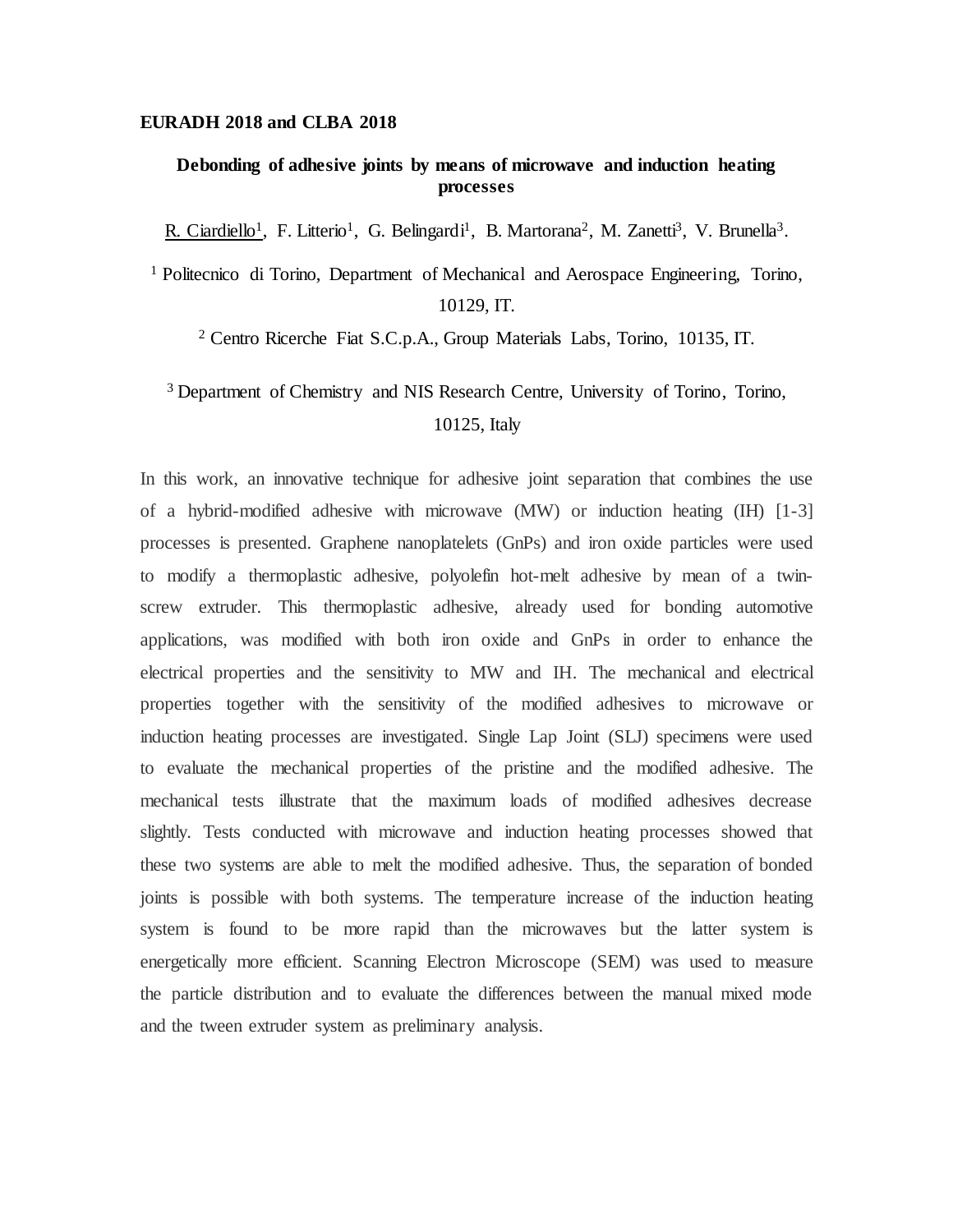**EURADH 2018 and CLBA 2018**

**Debonding of adhesive joints by means of microwave and induction heating processes**

R. Ciardiello[1], F. Litterio[1], G. Belingardi[1], B. Martorana[2], M. Zanetti[3], V. Brunella[3].

[1] Politecnico di Torino, Department of Mechanical and Aerospace Engineering, Torino, 10129, IT.

[2] Centro Ricerche Fiat S.C.p.A., Group Materials Labs, Torino, 10135, IT.

[3] Department of Chemistry and NIS Research Centre, University of Torino, Torino, 10125, Italy

In this work, an innovative technique for adhesive joint separation that combines the use of a hybrid-modified adhesive with microwave (MW) or induction heating (IH) [1-3] processes is presented. Graphene nanoplatelets (GnPs) and iron oxide particles were used to modify a thermoplastic adhesive, polyolefin hot-melt adhesive by mean of a twin-screw extruder. This thermoplastic adhesive, already used for bonding automotive applications, was modified with both iron oxide and GnPs in order to enhance the electrical properties and the sensitivity to MW and IH. The mechanical and electrical properties together with the sensitivity of the modified adhesives to microwave or induction heating processes are investigated. Single Lap Joint (SLJ) specimens were used to evaluate the mechanical properties of the pristine and the modified adhesive. The mechanical tests illustrate that the maximum loads of modified adhesives decrease slightly. Tests conducted with microwave and induction heating processes showed that these two systems are able to melt the modified adhesive. Thus, the separation of bonded joints is possible with both systems. The temperature increase of the induction heating system is found to be more rapid than the microwaves but the latter system is energetically more efficient. Scanning Electron Microscope (SEM) was used to measure the particle distribution and to evaluate the differences between the manual mixed mode and the tween extruder system as preliminary analysis.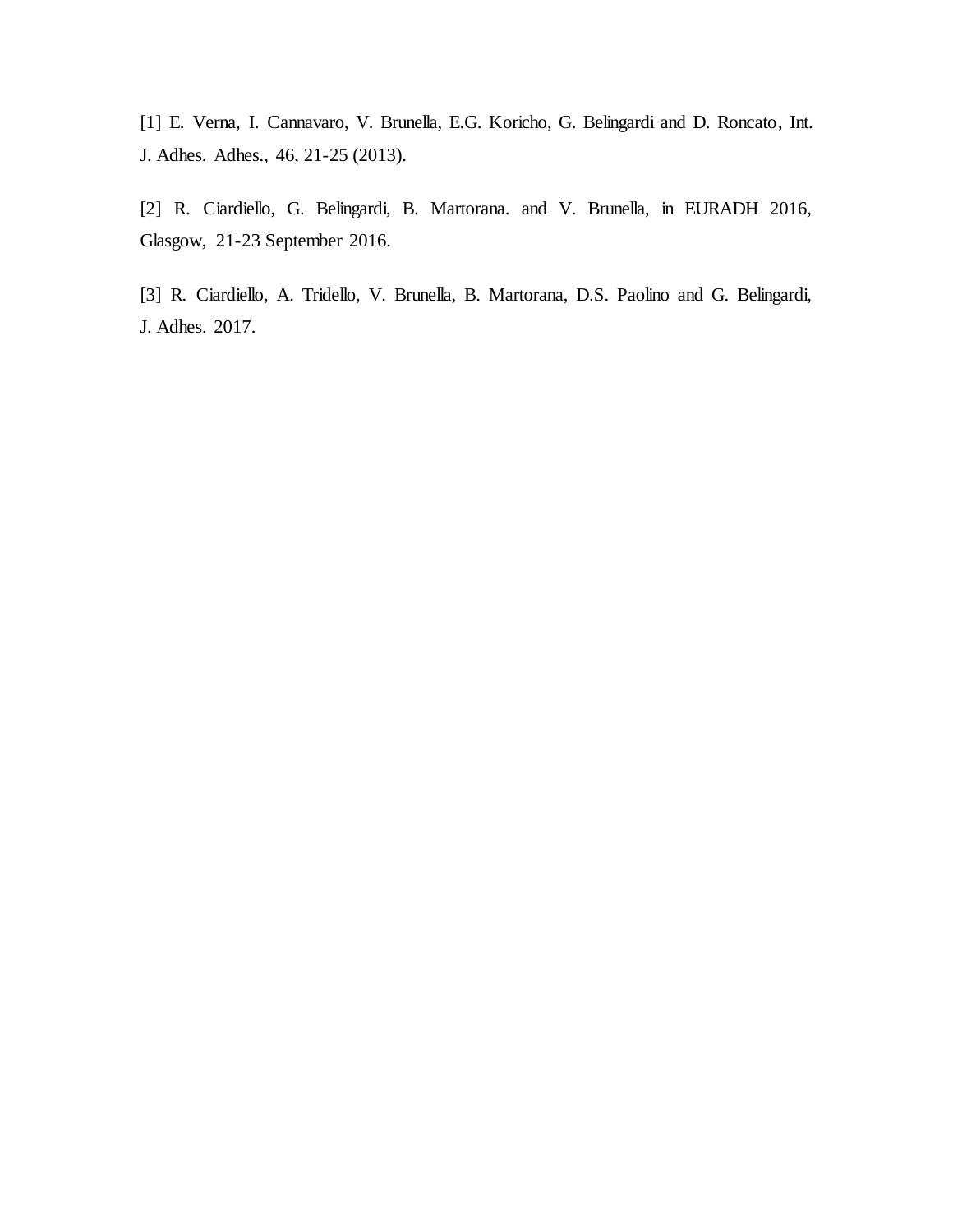[1] E. Verna, I. Cannavaro, V. Brunella, E.G. Koricho, G. Belingardi and D. Roncato, Int. J. Adhes. Adhes., 46, 21-25 (2013).

[2] R. Ciardiello, G. Belingardi, B. Martorana. and V. Brunella, in EURADH 2016, Glasgow, 21-23 September 2016.

[3] R. Ciardiello, A. Tridello, V. Brunella, B. Martorana, D.S. Paolino and G. Belingardi, J. Adhes. 2017.